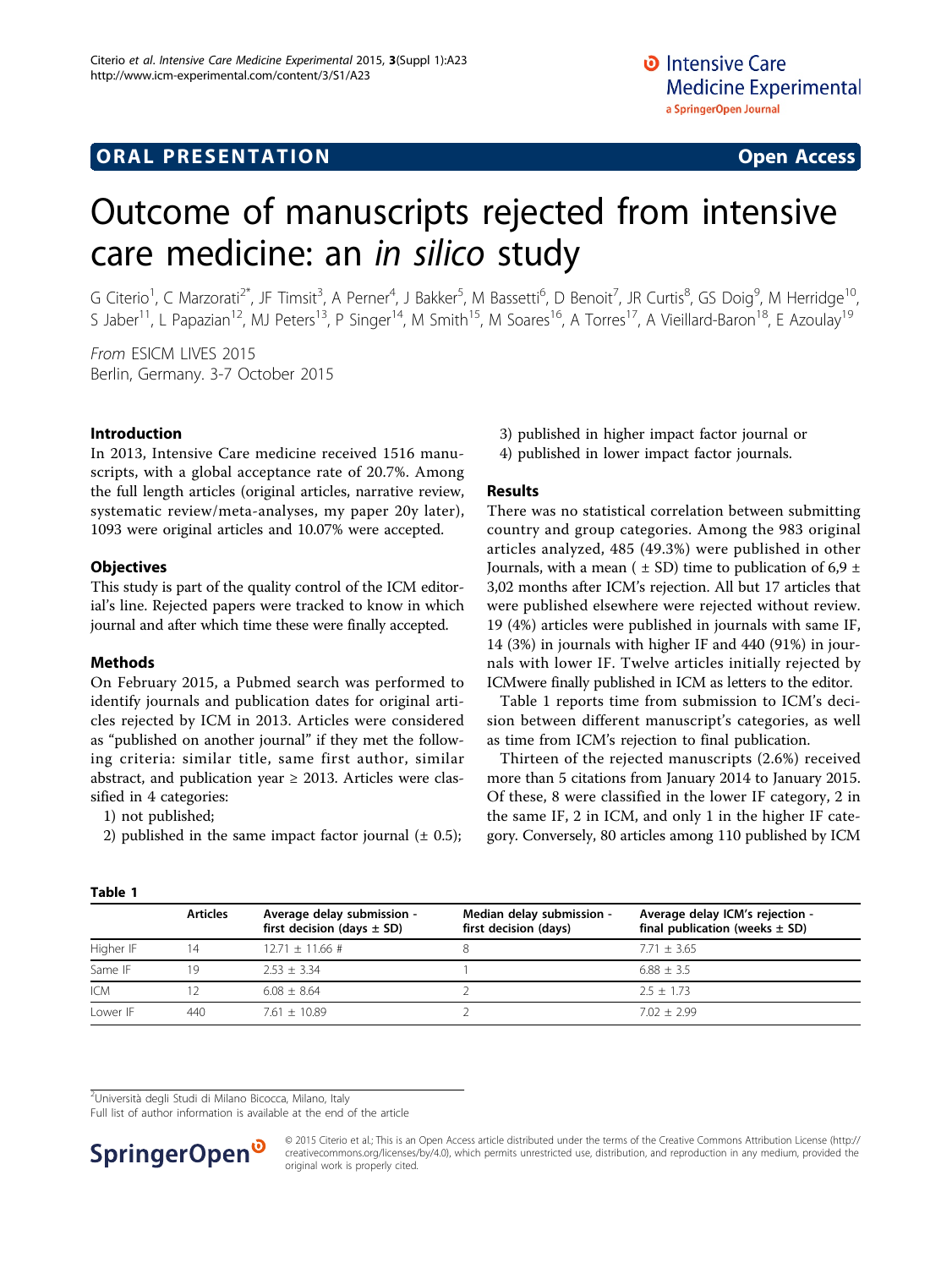ORAL PRESENTATION **Open Access**

# Outcome of manuscripts rejected from intensive care medicine: an *in silico* study

G Citerio[1], C Marzorati[2*], JF Timsit[3], A Perner[4], J Bakker[5], M Bassetti[6], D Benoit[7], JR Curtis[8], GS Doig[9], M Herridge[10], S Jaber[11], L Papazian[12], MJ Peters[13], P Singer[14], M Smith[15], M Soares[16], A Torres[17], A Vieillard-Baron[18], E Azoulay[19]

*From* ESICM LIVES 2015
Berlin, Germany. 3-7 October 2015

## Introduction

In 2013, Intensive Care medicine received 1516 manuscripts, with a global acceptance rate of 20.7%. Among the full length articles (original articles, narrative review, systematic review/meta-analyses, my paper 20y later), 1093 were original articles and 10.07% were accepted.

## Objectives

This study is part of the quality control of the ICM editorial's line. Rejected papers were tracked to know in which journal and after which time these were finally accepted.

## Methods

On February 2015, a Pubmed search was performed to identify journals and publication dates for original articles rejected by ICM in 2013. Articles were considered as "published on another journal" if they met the following criteria: similar title, same first author, similar abstract, and publication year ≥ 2013. Articles were classified in 4 categories:

1) not published;
2) published in the same impact factor journal (± 0.5);
3) published in higher impact factor journal or
4) published in lower impact factor journals.

## Results

There was no statistical correlation between submitting country and group categories. Among the 983 original articles analyzed, 485 (49.3%) were published in other Journals, with a mean ( ± SD) time to publication of 6,9 ± 3,02 months after ICM's rejection. All but 17 articles that were published elsewhere were rejected without review. 19 (4%) articles were published in journals with same IF, 14 (3%) in journals with higher IF and 440 (91%) in journals with lower IF. Twelve articles initially rejected by ICMwere finally published in ICM as letters to the editor.

Table 1 reports time from submission to ICM's decision between different manuscript's categories, as well as time from ICM's rejection to final publication.

Thirteen of the rejected manuscripts (2.6%) received more than 5 citations from January 2014 to January 2015. Of these, 8 were classified in the lower IF category, 2 in the same IF, 2 in ICM, and only 1 in the higher IF category. Conversely, 80 articles among 110 published by ICM

**Table 1**

| | Articles | Average delay submission - first decision (days ± SD) | Median delay submission - first decision (days) | Average delay ICM's rejection - final publication (weeks ± SD) |
|---|---|---|---|---|
| Higher IF | 14 | 12.71 ± 11.66 # | 8 | 7.71 ± 3.65 |
| Same IF | 19 | 2.53 ± 3.34 | 1 | 6.88 ± 3.5 |
| ICM | 12 | 6.08 ± 8.64 | 2 | 2.5 ± 1.73 |
| Lower IF | 440 | 7.61 ± 10.89 | 2 | 7.02 ± 2.99 |

[2]Università degli Studi di Milano Bicocca, Milano, Italy
Full list of author information is available at the end of the article

© 2015 Citerio et al.; This is an Open Access article distributed under the terms of the Creative Commons Attribution License (http://creativecommons.org/licenses/by/4.0), which permits unrestricted use, distribution, and reproduction in any medium, provided the original work is properly cited.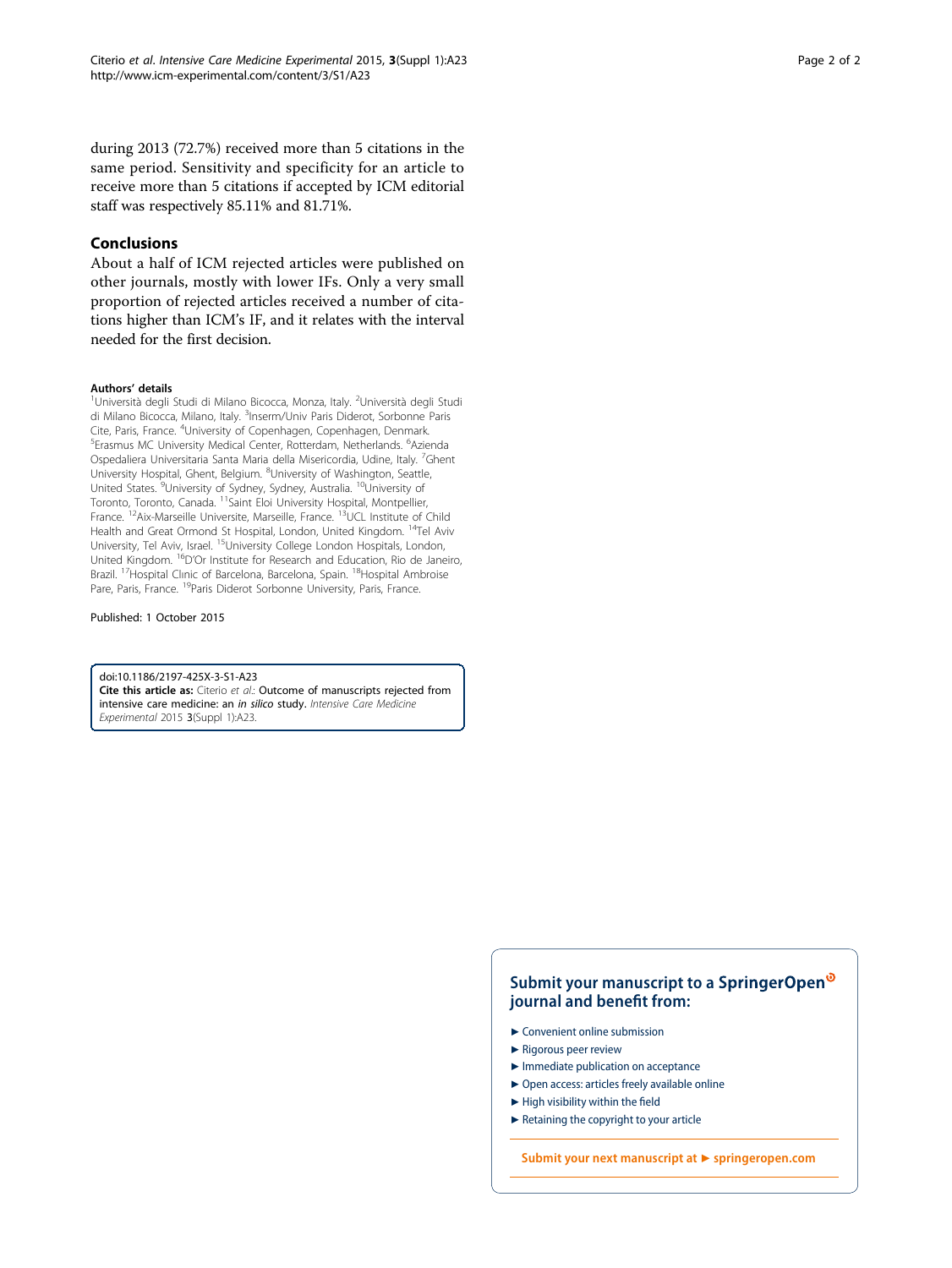during 2013 (72.7%) received more than 5 citations in the same period. Sensitivity and specificity for an article to receive more than 5 citations if accepted by ICM editorial staff was respectively 85.11% and 81.71%.

## Conclusions

About a half of ICM rejected articles were published on other journals, mostly with lower IFs. Only a very small proportion of rejected articles received a number of citations higher than ICM's IF, and it relates with the interval needed for the first decision.

**Authors' details**

[1]Università degli Studi di Milano Bicocca, Monza, Italy. [2]Università degli Studi di Milano Bicocca, Milano, Italy. [3]Inserm/Univ Paris Diderot, Sorbonne Paris Cite, Paris, France. [4]University of Copenhagen, Copenhagen, Denmark. [5]Erasmus MC University Medical Center, Rotterdam, Netherlands. [6]Azienda Ospedaliera Universitaria Santa Maria della Misericordia, Udine, Italy. [7]Ghent University Hospital, Ghent, Belgium. [8]University of Washington, Seattle, United States. [9]University of Sydney, Sydney, Australia. [10]University of Toronto, Toronto, Canada. [11]Saint Eloi University Hospital, Montpellier, France. [12]Aix-Marseille Universite, Marseille, France. [13]UCL Institute of Child Health and Great Ormond St Hospital, London, United Kingdom. [14]Tel Aviv University, Tel Aviv, Israel. [15]University College London Hospitals, London, United Kingdom. [16]D'Or Institute for Research and Education, Rio de Janeiro, Brazil. [17]Hospital Clinic of Barcelona, Barcelona, Spain. [18]Hospital Ambroise Pare, Paris, France. [19]Paris Diderot Sorbonne University, Paris, France.

Published: 1 October 2015

doi:10.1186/2197-425X-3-S1-A23
**Cite this article as:** Citerio *et al.*: Outcome of manuscripts rejected from intensive care medicine: an *in silico* study. *Intensive Care Medicine Experimental* 2015 **3**(Suppl 1):A23.

**Submit your manuscript to a SpringerOpen journal and benefit from:**

- ► Convenient online submission
- ► Rigorous peer review
- ► Immediate publication on acceptance
- ► Open access: articles freely available online
- ► High visibility within the field
- ► Retaining the copyright to your article

**Submit your next manuscript at ► springeropen.com**